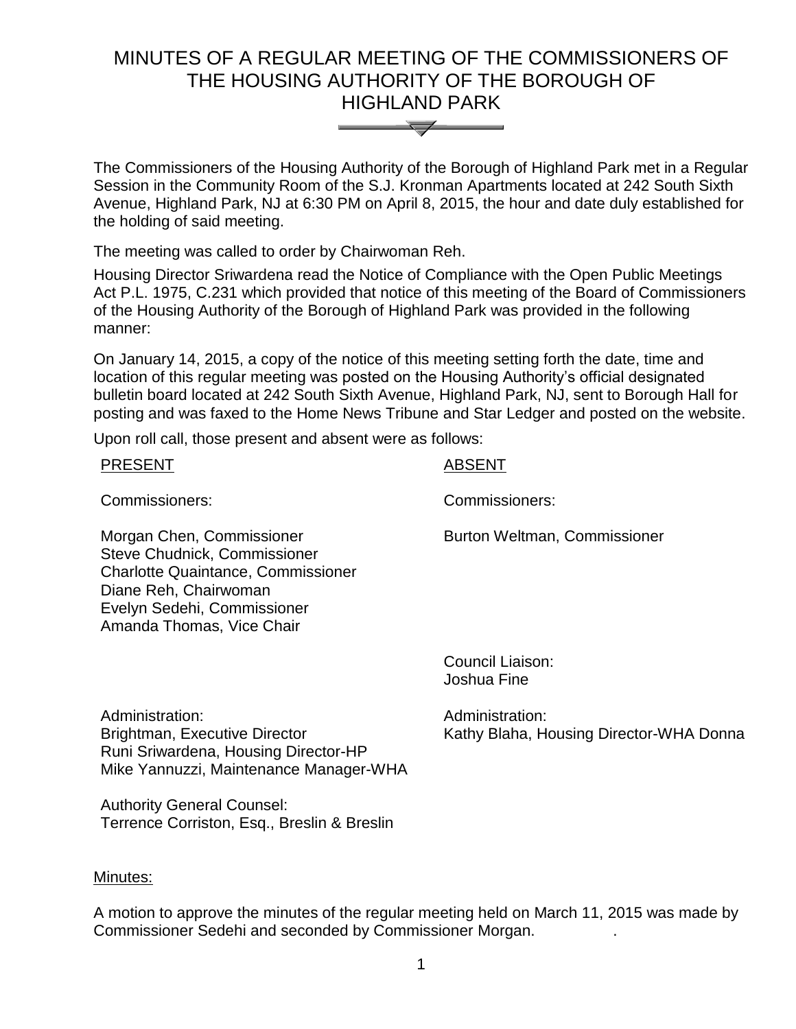# MINUTES OF A REGULAR MEETING OF THE COMMISSIONERS OF THE HOUSING AUTHORITY OF THE BOROUGH OF HIGHLAND PARK

The Commissioners of the Housing Authority of the Borough of Highland Park met in a Regular Session in the Community Room of the S.J. Kronman Apartments located at 242 South Sixth Avenue, Highland Park, NJ at 6:30 PM on April 8, 2015, the hour and date duly established for the holding of said meeting.

The meeting was called to order by Chairwoman Reh.

Housing Director Sriwardena read the Notice of Compliance with the Open Public Meetings Act P.L. 1975, C.231 which provided that notice of this meeting of the Board of Commissioners of the Housing Authority of the Borough of Highland Park was provided in the following manner:

On January 14, 2015, a copy of the notice of this meeting setting forth the date, time and location of this regular meeting was posted on the Housing Authority's official designated bulletin board located at 242 South Sixth Avenue, Highland Park, NJ, sent to Borough Hall for posting and was faxed to the Home News Tribune and Star Ledger and posted on the website.

Upon roll call, those present and absent were as follows:

| PRESENT | ABSENT |
|---|---|
| Commissioners: | Commissioners: |
| Morgan Chen, Commissioner<br>Steve Chudnick, Commissioner<br>Charlotte Quaintance, Commissioner<br>Diane Reh, Chairwoman<br>Evelyn Sedehi, Commissioner<br>Amanda Thomas, Vice Chair | Burton Weltman, Commissioner |
| | Council Liaison:<br>Joshua Fine |
| Administration:<br>Brightman, Executive Director<br>Runi Sriwardena, Housing Director-HP<br>Mike Yannuzzi, Maintenance Manager-WHA | Administration:<br>Kathy Blaha, Housing Director-WHA Donna |
| Authority General Counsel:<br>Terrence Corriston, Esq., Breslin & Breslin | |

Minutes:

A motion to approve the minutes of the regular meeting held on March 11, 2015 was made by Commissioner Sedehi and seconded by Commissioner Morgan. .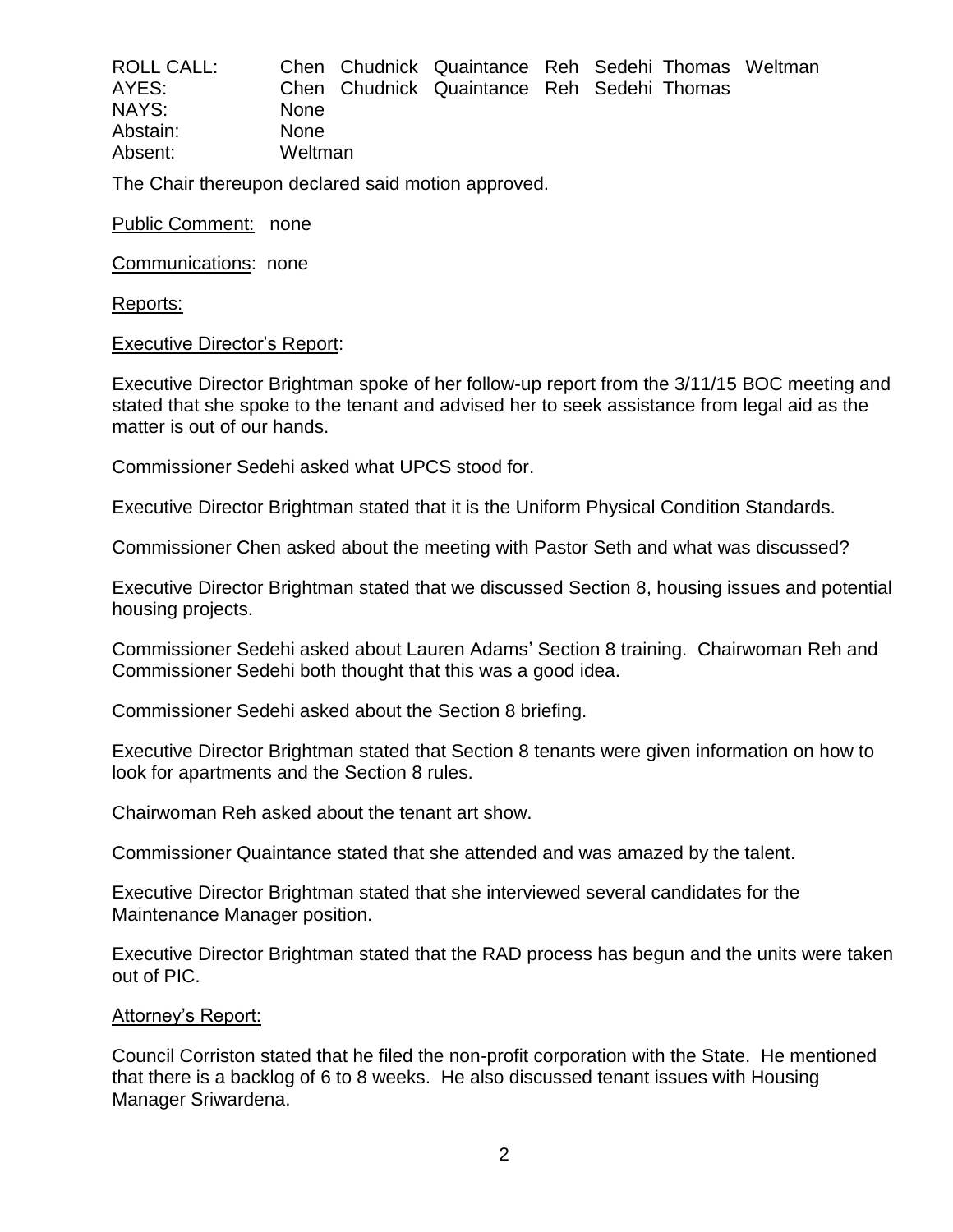| ROLL CALL: | Chen | Chudnick | Quaintance | Reh | Sedehi | Thomas | Weltman |
|---|---|---|---|---|---|---|---|
| AYES: | Chen | Chudnick | Quaintance | Reh | Sedehi | Thomas | |
| NAYS: | None | | | | | | |
| Abstain: | None | | | | | | |
| Absent: | Weltman | | | | | | |

The Chair thereupon declared said motion approved.

Public Comment: none

Communications: none

Reports:

Executive Director's Report:

Executive Director Brightman spoke of her follow-up report from the 3/11/15 BOC meeting and stated that she spoke to the tenant and advised her to seek assistance from legal aid as the matter is out of our hands.

Commissioner Sedehi asked what UPCS stood for.

Executive Director Brightman stated that it is the Uniform Physical Condition Standards.

Commissioner Chen asked about the meeting with Pastor Seth and what was discussed?

Executive Director Brightman stated that we discussed Section 8, housing issues and potential housing projects.

Commissioner Sedehi asked about Lauren Adams' Section 8 training. Chairwoman Reh and Commissioner Sedehi both thought that this was a good idea.

Commissioner Sedehi asked about the Section 8 briefing.

Executive Director Brightman stated that Section 8 tenants were given information on how to look for apartments and the Section 8 rules.

Chairwoman Reh asked about the tenant art show.

Commissioner Quaintance stated that she attended and was amazed by the talent.

Executive Director Brightman stated that she interviewed several candidates for the Maintenance Manager position.

Executive Director Brightman stated that the RAD process has begun and the units were taken out of PIC.

Attorney's Report:

Council Corriston stated that he filed the non-profit corporation with the State. He mentioned that there is a backlog of 6 to 8 weeks. He also discussed tenant issues with Housing Manager Sriwardena.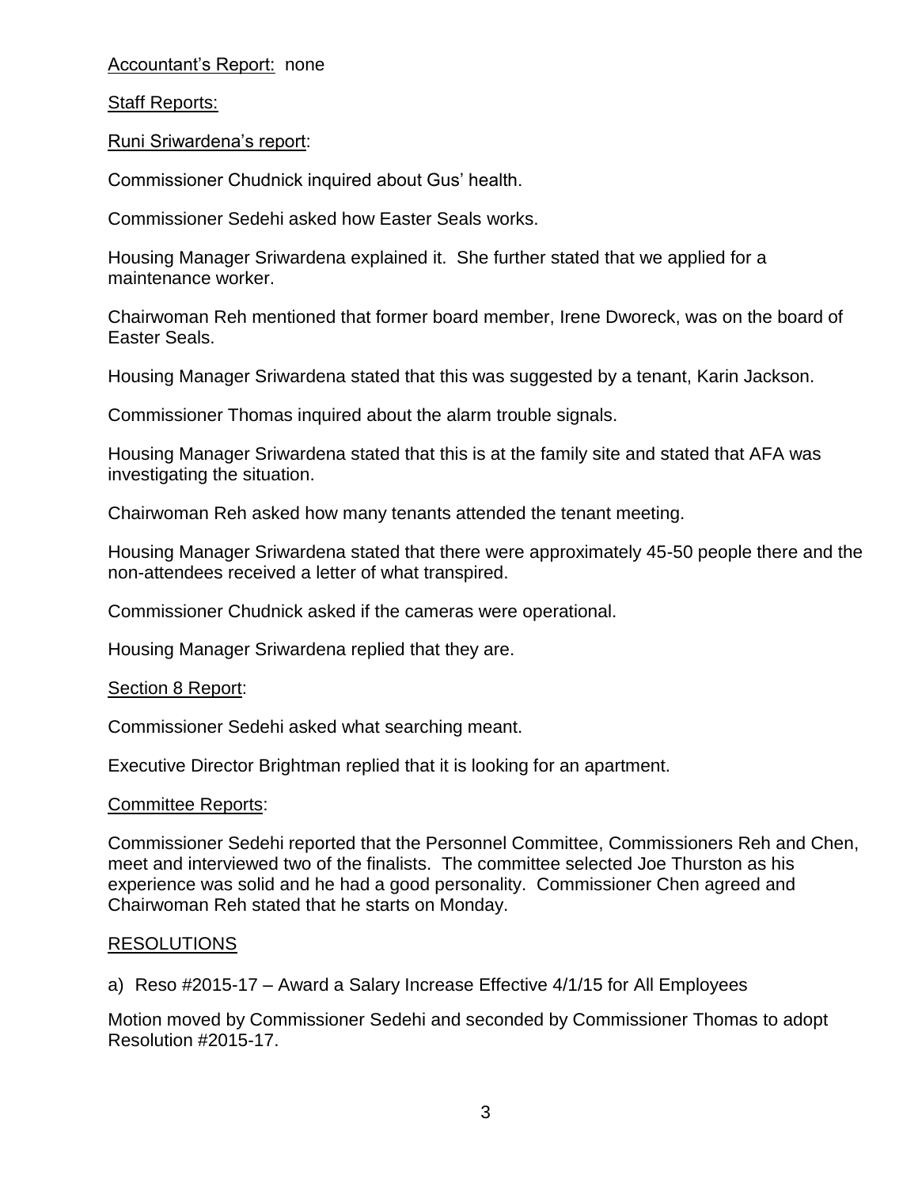Accountant's Report:  none

Staff Reports:

Runi Sriwardena's report:

Commissioner Chudnick inquired about Gus' health.

Commissioner Sedehi asked how Easter Seals works.

Housing Manager Sriwardena explained it.  She further stated that we applied for a maintenance worker.

Chairwoman Reh mentioned that former board member, Irene Dworeck, was on the board of Easter Seals.

Housing Manager Sriwardena stated that this was suggested by a tenant, Karin Jackson.

Commissioner Thomas inquired about the alarm trouble signals.

Housing Manager Sriwardena stated that this is at the family site and stated that AFA was investigating the situation.

Chairwoman Reh asked how many tenants attended the tenant meeting.

Housing Manager Sriwardena stated that there were approximately 45-50 people there and the non-attendees received a letter of what transpired.

Commissioner Chudnick asked if the cameras were operational.

Housing Manager Sriwardena replied that they are.

Section 8 Report:

Commissioner Sedehi asked what searching meant.

Executive Director Brightman replied that it is looking for an apartment.

Committee Reports:

Commissioner Sedehi reported that the Personnel Committee, Commissioners Reh and Chen, meet and interviewed two of the finalists.  The committee selected Joe Thurston as his experience was solid and he had a good personality.  Commissioner Chen agreed and Chairwoman Reh stated that he starts on Monday.

## RESOLUTIONS

a)  Reso #2015-17 – Award a Salary Increase Effective 4/1/15 for All Employees

Motion moved by Commissioner Sedehi and seconded by Commissioner Thomas to adopt Resolution #2015-17.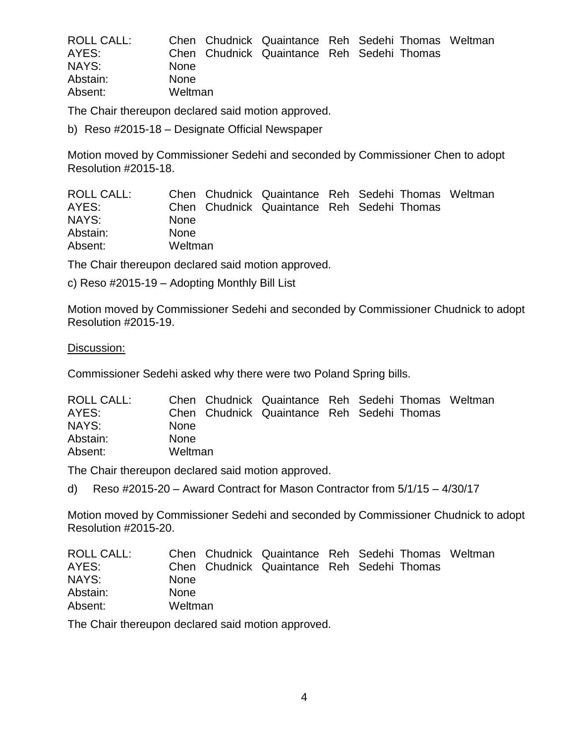| ROLL CALL: | Chen | Chudnick | Quaintance | Reh | Sedehi | Thomas | Weltman |
|---|---|---|---|---|---|---|---|
| AYES: | Chen | Chudnick | Quaintance | Reh | Sedehi | Thomas | |
| NAYS: | None | | | | | | |
| Abstain: | None | | | | | | |
| Absent: | Weltman | | | | | | |

The Chair thereupon declared said motion approved.

b) Reso #2015-18 – Designate Official Newspaper

Motion moved by Commissioner Sedehi and seconded by Commissioner Chen to adopt Resolution #2015-18.

| ROLL CALL: | Chen | Chudnick | Quaintance | Reh | Sedehi | Thomas | Weltman |
|---|---|---|---|---|---|---|---|
| AYES: | Chen | Chudnick | Quaintance | Reh | Sedehi | Thomas | |
| NAYS: | None | | | | | | |
| Abstain: | None | | | | | | |
| Absent: | Weltman | | | | | | |

The Chair thereupon declared said motion approved.

c) Reso #2015-19 – Adopting Monthly Bill List

Motion moved by Commissioner Sedehi and seconded by Commissioner Chudnick to adopt Resolution #2015-19.

Discussion:

Commissioner Sedehi asked why there were two Poland Spring bills.

| ROLL CALL: | Chen | Chudnick | Quaintance | Reh | Sedehi | Thomas | Weltman |
|---|---|---|---|---|---|---|---|
| AYES: | Chen | Chudnick | Quaintance | Reh | Sedehi | Thomas | |
| NAYS: | None | | | | | | |
| Abstain: | None | | | | | | |
| Absent: | Weltman | | | | | | |

The Chair thereupon declared said motion approved.

d) Reso #2015-20 – Award Contract for Mason Contractor from 5/1/15 – 4/30/17

Motion moved by Commissioner Sedehi and seconded by Commissioner Chudnick to adopt Resolution #2015-20.

| ROLL CALL: | Chen | Chudnick | Quaintance | Reh | Sedehi | Thomas | Weltman |
|---|---|---|---|---|---|---|---|
| AYES: | Chen | Chudnick | Quaintance | Reh | Sedehi | Thomas | |
| NAYS: | None | | | | | | |
| Abstain: | None | | | | | | |
| Absent: | Weltman | | | | | | |

The Chair thereupon declared said motion approved.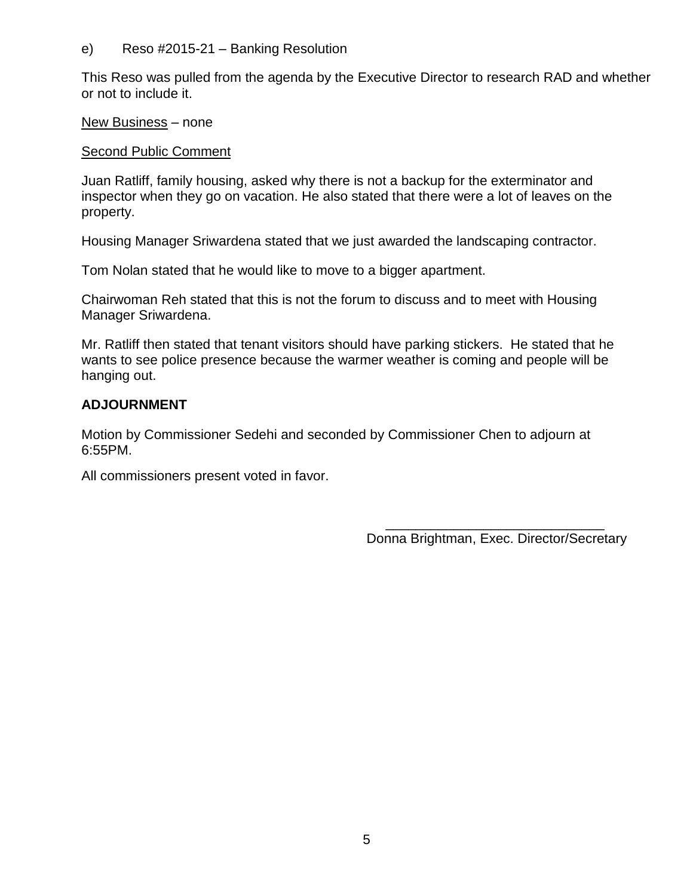e) Reso #2015-21 – Banking Resolution

This Reso was pulled from the agenda by the Executive Director to research RAD and whether or not to include it.

<u>New Business</u> – none

<u>Second Public Comment</u>

Juan Ratliff, family housing, asked why there is not a backup for the exterminator and inspector when they go on vacation. He also stated that there were a lot of leaves on the property.

Housing Manager Sriwardena stated that we just awarded the landscaping contractor.

Tom Nolan stated that he would like to move to a bigger apartment.

Chairwoman Reh stated that this is not the forum to discuss and to meet with Housing Manager Sriwardena.

Mr. Ratliff then stated that tenant visitors should have parking stickers. He stated that he wants to see police presence because the warmer weather is coming and people will be hanging out.

**ADJOURNMENT**

Motion by Commissioner Sedehi and seconded by Commissioner Chen to adjourn at 6:55PM.

All commissioners present voted in favor.

_____________________________
Donna Brightman, Exec. Director/Secretary